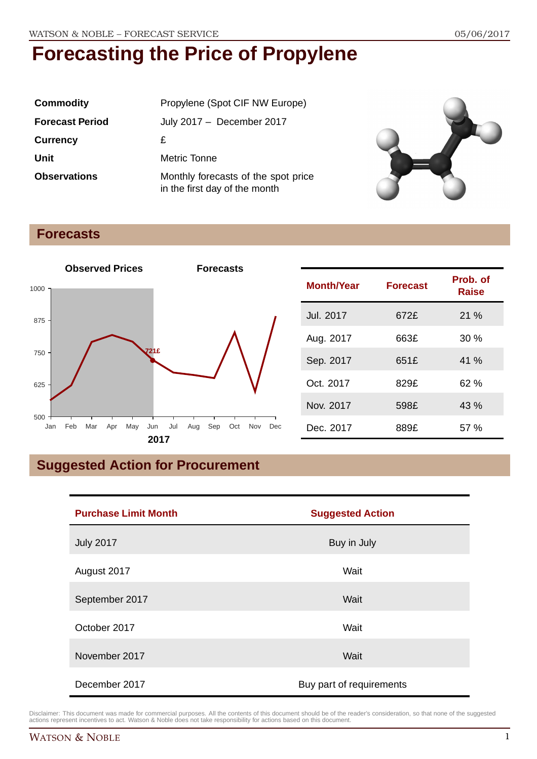# Forecasting the Price of Propylene

| | |
|---|---|
| **Commodity** | Propylene (Spot CIF NW Europe) |
| **Forecast Period** | July 2017 – December 2017 |
| **Currency** | £ |
| **Unit** | Metric Tonne |
| **Observations** | Monthly forecasts of the spot price in the first day of the month |

## Forecasts

| Month/Year | Forecast | Prob. of Raise |
|---|---|---|
| Jul. 2017 | 672£ | 21 % |
| Aug. 2017 | 663£ | 30 % |
| Sep. 2017 | 651£ | 41 % |
| Oct. 2017 | 829£ | 62 % |
| Nov. 2017 | 598£ | 43 % |
| Dec. 2017 | 889£ | 57 % |

## Suggested Action for Procurement

| Purchase Limit Month | Suggested Action |
|---|---|
| July 2017 | Buy in July |
| August 2017 | Wait |
| September 2017 | Wait |
| October 2017 | Wait |
| November 2017 | Wait |
| December 2017 | Buy part of requirements |

Disclaimer: This document was made for commercial purposes. All the contents of this document should be of the reader's consideration, so that none of the suggested actions represent incentives to act. Watson & Noble does not take responsibility for actions based on this document.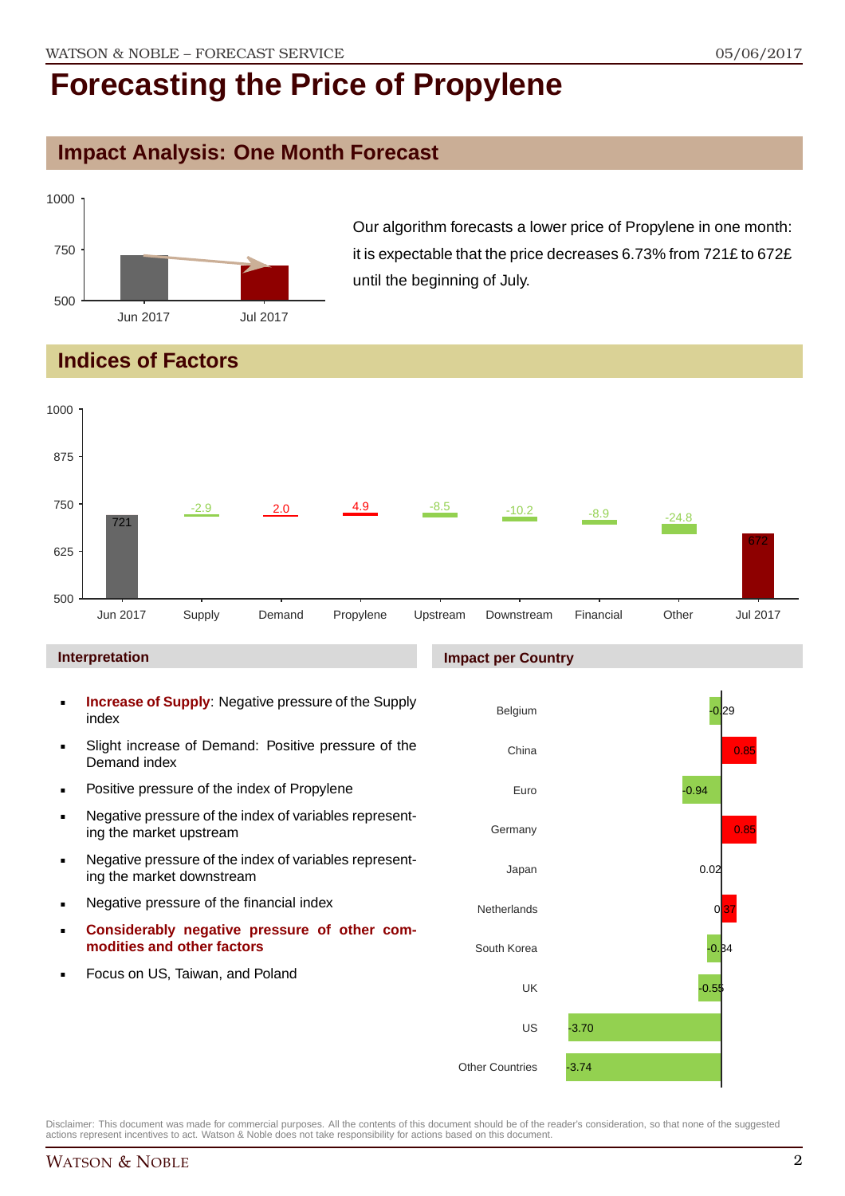# Forecasting the Price of Propylene

## Impact Analysis: One Month Forecast

Our algorithm forecasts a lower price of Propylene in one month: it is expectable that the price decreases 6.73% from 721£ to 672£ until the beginning of July.

## Indices of Factors

| Jun 2017 | Supply | Demand | Propylene | Upstream | Downstream | Financial | Other | Jul 2017 |
|---|---|---|---|---|---|---|---|---|
| 721 | -2.9 | 2.0 | 4.9 | -8.5 | -10.2 | -8.9 | -24.8 | 672 |

### Interpretation

- **Increase of Supply**: Negative pressure of the Supply index
- Slight increase of Demand: Positive pressure of the Demand index
- Positive pressure of the index of Propylene
- Negative pressure of the index of variables representing the market upstream
- Negative pressure of the index of variables representing the market downstream
- Negative pressure of the financial index
- **Considerably negative pressure of other commodities and other factors**
- Focus on US, Taiwan, and Poland

### Impact per Country

| Country | Impact |
|---|---|
| Belgium | -0.29 |
| China | 0.85 |
| Euro | -0.94 |
| Germany | 0.85 |
| Japan | 0.02 |
| Netherlands | 0.37 |
| South Korea | -0.34 |
| UK | -0.55 |
| US | -3.70 |
| Other Countries | -3.74 |

Disclaimer: This document was made for commercial purposes. All the contents of this document should be of the reader's consideration, so that none of the suggested actions represent incentives to act. Watson & Noble does not take responsibility for actions based on this document.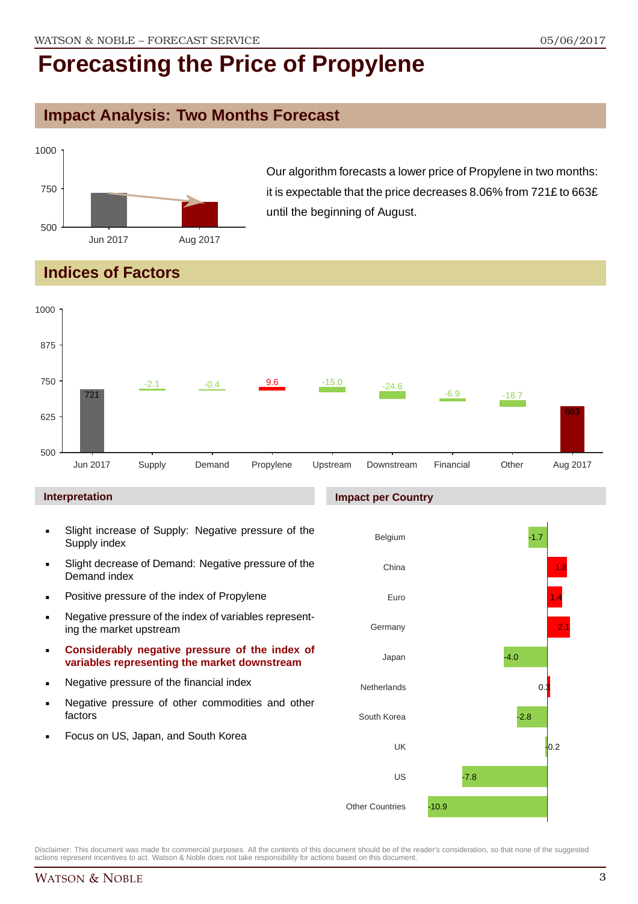# Forecasting the Price of Propylene

## Impact Analysis: Two Months Forecast

Our algorithm forecasts a lower price of Propylene in two months: it is expectable that the price decreases 8.06% from 721£ to 663£ until the beginning of August.

## Indices of Factors

### Interpretation

- Slight increase of Supply: Negative pressure of the Supply index
- Slight decrease of Demand: Negative pressure of the Demand index
- Positive pressure of the index of Propylene
- Negative pressure of the index of variables representing the market upstream
- **Considerably negative pressure of the index of variables representing the market downstream**
- Negative pressure of the financial index
- Negative pressure of other commodities and other factors
- Focus on US, Japan, and South Korea

### Impact per Country

Disclaimer: This document was made for commercial purposes. All the contents of this document should be of the reader's consideration, so that none of the suggested actions represent incentives to act. Watson & Noble does not take responsibility for actions based on this document.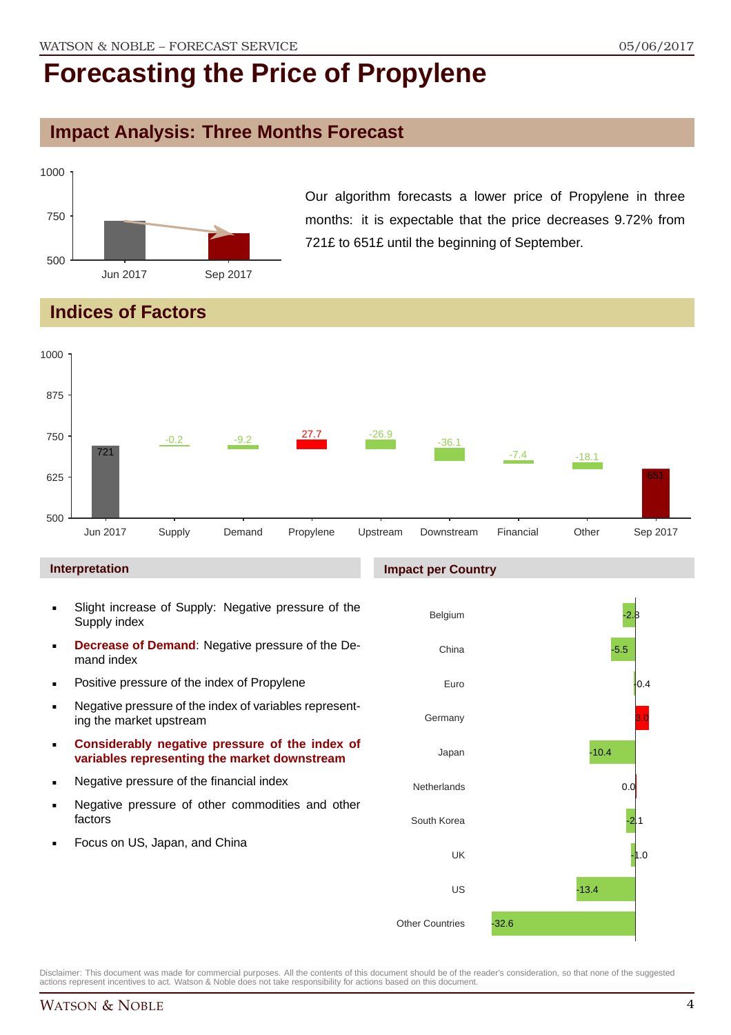# Forecasting the Price of Propylene

## Impact Analysis: Three Months Forecast

Our algorithm forecasts a lower price of Propylene in three months: it is expectable that the price decreases 9.72% from 721£ to 651£ until the beginning of September.

## Indices of Factors

| Factor | Value |
|---|---|
| Jun 2017 | 721 |
| Supply | -0.2 |
| Demand | -9.2 |
| Propylene | 27.7 |
| Upstream | -26.9 |
| Downstream | -36.1 |
| Financial | -7.4 |
| Other | -18.1 |
| Sep 2017 | 651 |

### Interpretation

- Slight increase of Supply: Negative pressure of the Supply index
- **Decrease of Demand**: Negative pressure of the Demand index
- Positive pressure of the index of Propylene
- Negative pressure of the index of variables representing the market upstream
- **Considerably negative pressure of the index of variables representing the market downstream**
- Negative pressure of the financial index
- Negative pressure of other commodities and other factors
- Focus on US, Japan, and China

### Impact per Country

| Country | Impact |
|---|---|
| Belgium | -2.8 |
| China | -5.5 |
| Euro | -0.4 |
| Germany | 3.0 |
| Japan | -10.4 |
| Netherlands | 0.0 |
| South Korea | -2.1 |
| UK | -1.0 |
| US | -13.4 |
| Other Countries | -32.6 |

Disclaimer: This document was made for commercial purposes. All the contents of this document should be of the reader's consideration, so that none of the suggested actions represent incentives to act. Watson & Noble does not take responsibility for actions based on this document.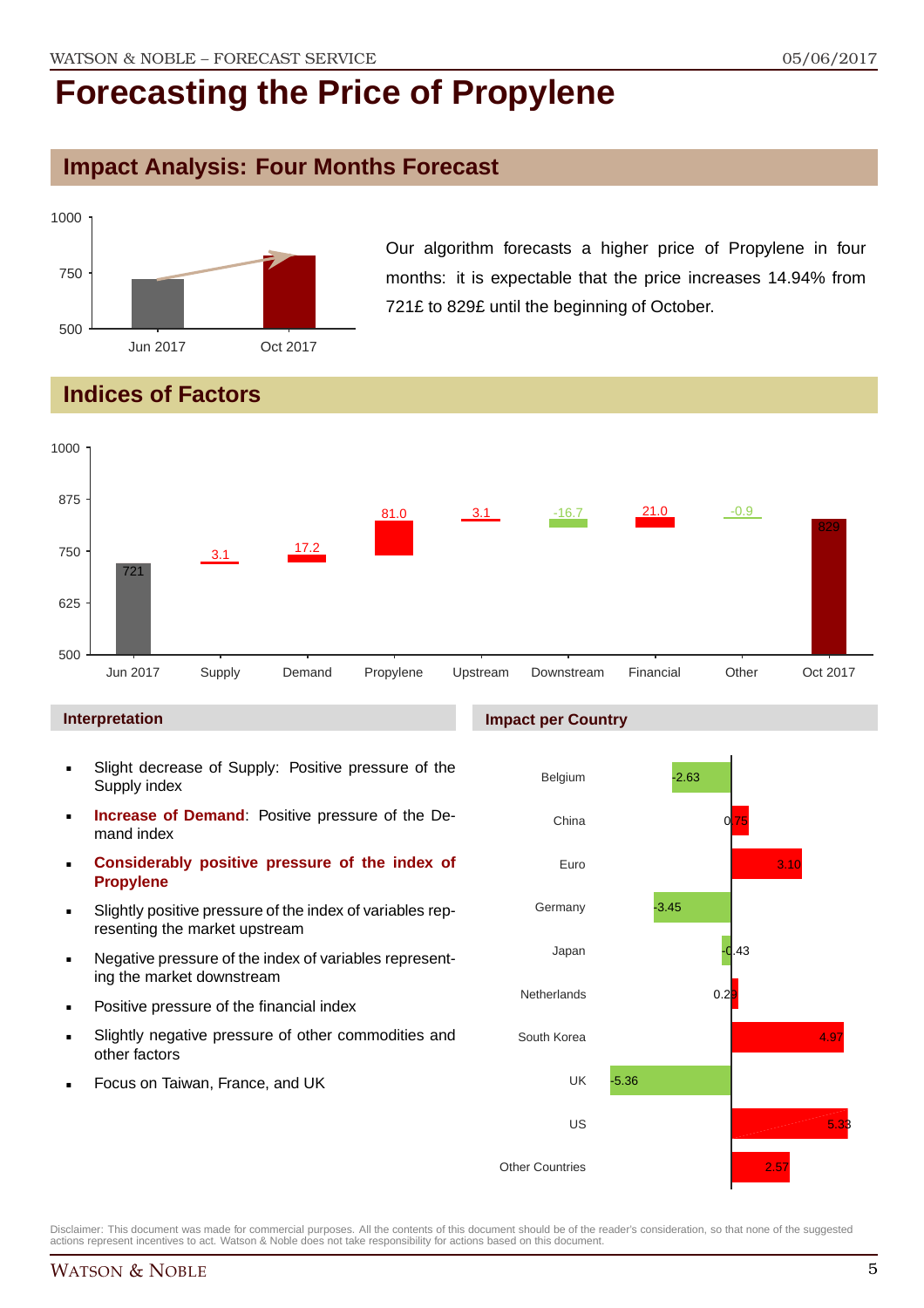# Forecasting the Price of Propylene

## Impact Analysis: Four Months Forecast

Our algorithm forecasts a higher price of Propylene in four months: it is expectable that the price increases 14.94% from 721£ to 829£ until the beginning of October.

## Indices of Factors

| Factor | Value |
|---|---|
| Jun 2017 | 721 |
| Supply | 3.1 |
| Demand | 17.2 |
| Propylene | 81.0 |
| Upstream | 3.1 |
| Downstream | -16.7 |
| Financial | 21.0 |
| Other | -0.9 |
| Oct 2017 | 829 |

### Interpretation

- Slight decrease of Supply: Positive pressure of the Supply index
- **Increase of Demand**: Positive pressure of the Demand index
- **Considerably positive pressure of the index of Propylene**
- Slightly positive pressure of the index of variables representing the market upstream
- Negative pressure of the index of variables representing the market downstream
- Positive pressure of the financial index
- Slightly negative pressure of other commodities and other factors
- Focus on Taiwan, France, and UK

### Impact per Country

| Country | Impact |
|---|---|
| Belgium | -2.63 |
| China | 0.75 |
| Euro | 3.10 |
| Germany | -3.45 |
| Japan | -0.43 |
| Netherlands | 0.29 |
| South Korea | 4.97 |
| UK | -5.36 |
| US | 5.33 |
| Other Countries | 2.57 |

Disclaimer: This document was made for commercial purposes. All the contents of this document should be of the reader's consideration, so that none of the suggested actions represent incentives to act. Watson & Noble does not take responsibility for actions based on this document.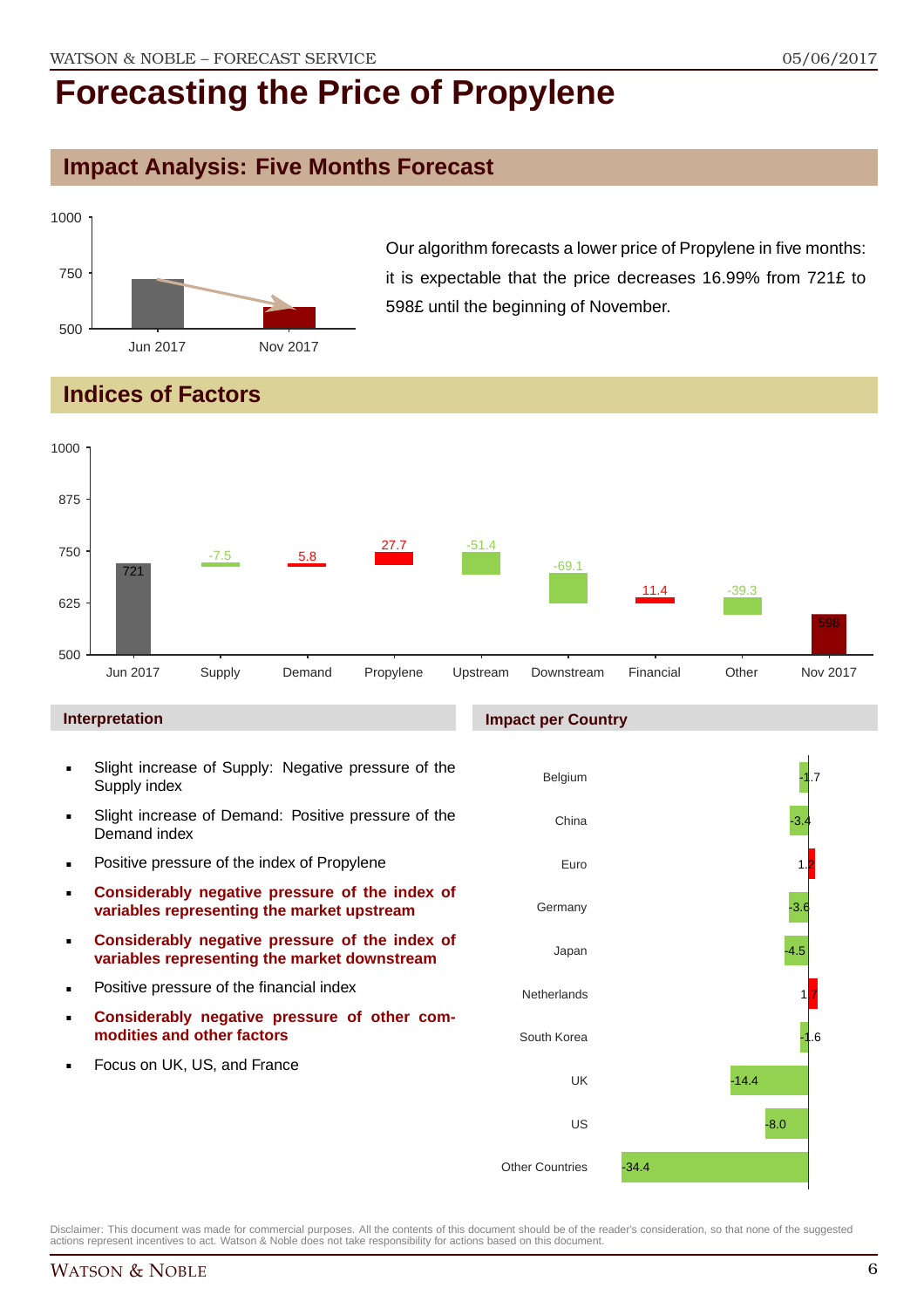# Forecasting the Price of Propylene

## Impact Analysis: Five Months Forecast

Our algorithm forecasts a lower price of Propylene in five months: it is expectable that the price decreases 16.99% from 721£ to 598£ until the beginning of November.

## Indices of Factors

| Factor | Value |
|---|---|
| Jun 2017 | 721 |
| Supply | -7.5 |
| Demand | 5.8 |
| Propylene | 27.7 |
| Upstream | -51.4 |
| Downstream | -69.1 |
| Financial | 11.4 |
| Other | -39.3 |
| Nov 2017 | 598 |

### Interpretation

- Slight increase of Supply: Negative pressure of the Supply index
- Slight increase of Demand: Positive pressure of the Demand index
- Positive pressure of the index of Propylene
- **Considerably negative pressure of the index of variables representing the market upstream**
- **Considerably negative pressure of the index of variables representing the market downstream**
- Positive pressure of the financial index
- **Considerably negative pressure of other commodities and other factors**
- Focus on UK, US, and France

### Impact per Country

| Country | Impact |
|---|---|
| Belgium | -1.7 |
| China | -3.4 |
| Euro | 1.2 |
| Germany | -3.6 |
| Japan | -4.5 |
| Netherlands | 1.7 |
| South Korea | -1.6 |
| UK | -14.4 |
| US | -8.0 |
| Other Countries | -34.4 |

Disclaimer: This document was made for commercial purposes. All the contents of this document should be of the reader's consideration, so that none of the suggested actions represent incentives to act. Watson & Noble does not take responsibility for actions based on this document.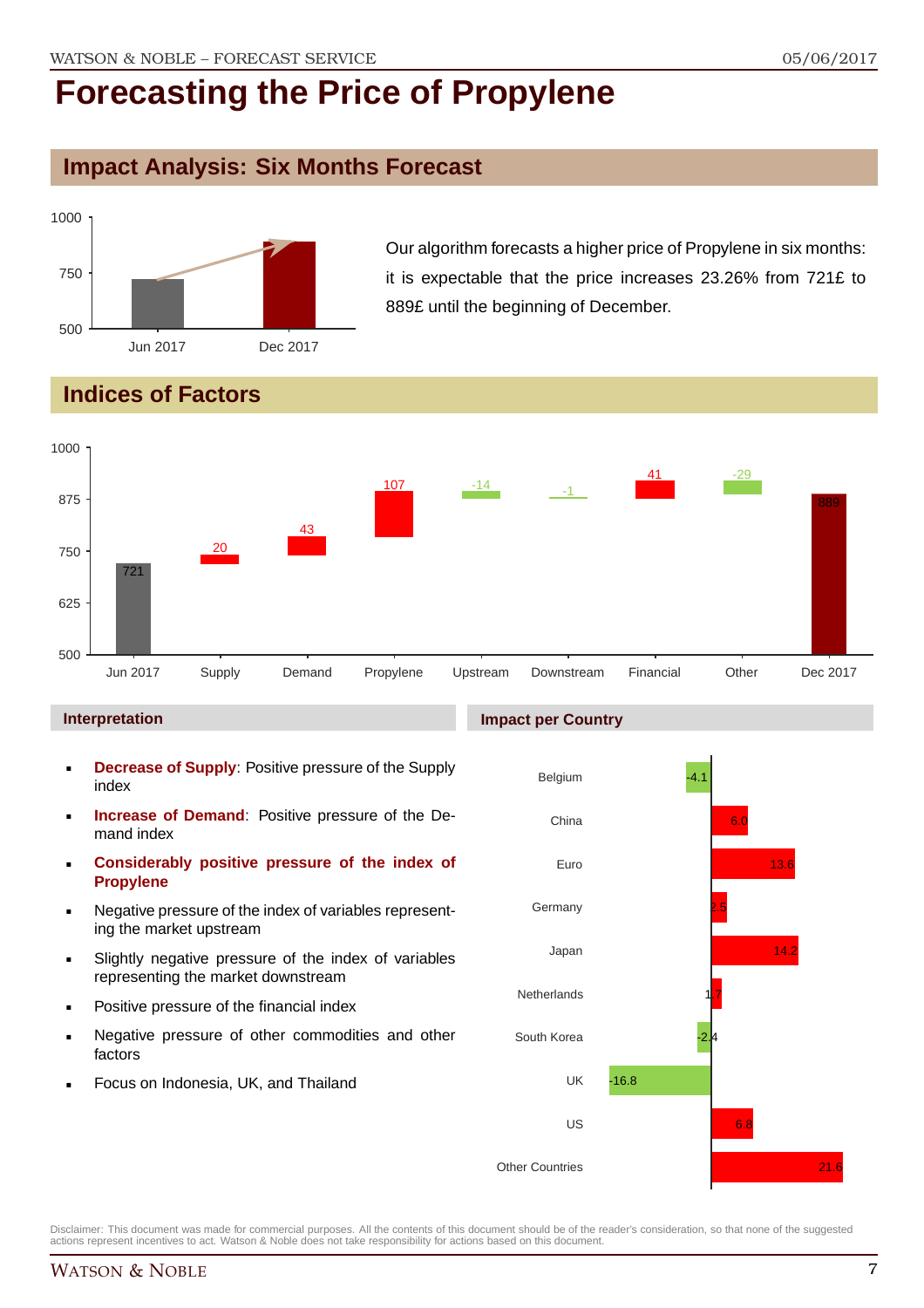# Forecasting the Price of Propylene

## Impact Analysis: Six Months Forecast

Our algorithm forecasts a higher price of Propylene in six months: it is expectable that the price increases 23.26% from 721£ to 889£ until the beginning of December.

## Indices of Factors

### Interpretation

- **Decrease of Supply**: Positive pressure of the Supply index
- **Increase of Demand**: Positive pressure of the Demand index
- **Considerably positive pressure of the index of Propylene**
- Negative pressure of the index of variables representing the market upstream
- Slightly negative pressure of the index of variables representing the market downstream
- Positive pressure of the financial index
- Negative pressure of other commodities and other factors
- Focus on Indonesia, UK, and Thailand

### Impact per Country

Disclaimer: This document was made for commercial purposes. All the contents of this document should be of the reader's consideration, so that none of the suggested actions represent incentives to act. Watson & Noble does not take responsibility for actions based on this document.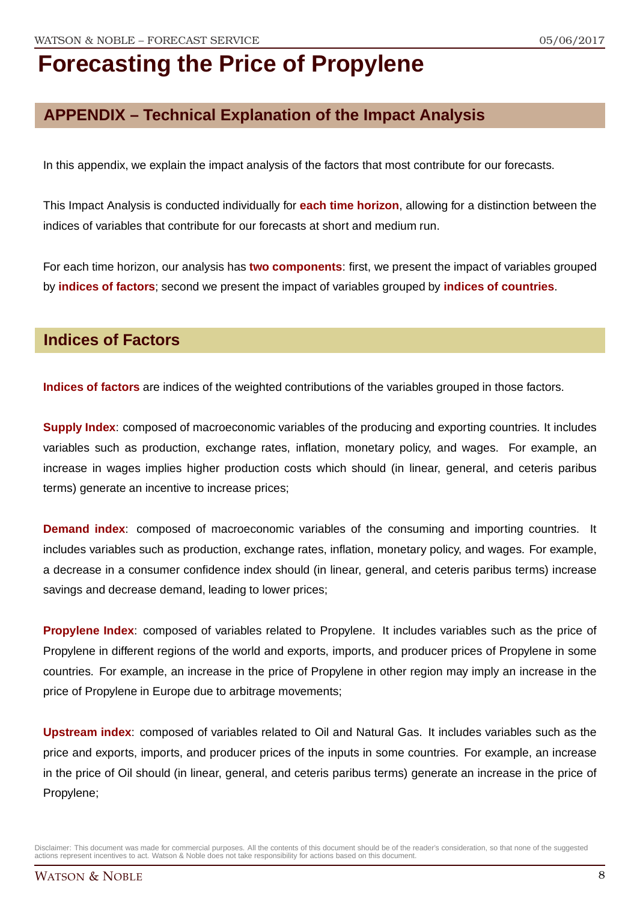# Forecasting the Price of Propylene

## APPENDIX – Technical Explanation of the Impact Analysis

In this appendix, we explain the impact analysis of the factors that most contribute for our forecasts.

This Impact Analysis is conducted individually for **each time horizon**, allowing for a distinction between the indices of variables that contribute for our forecasts at short and medium run.

For each time horizon, our analysis has **two components**: first, we present the impact of variables grouped by **indices of factors**; second we present the impact of variables grouped by **indices of countries**.

## Indices of Factors

**Indices of factors** are indices of the weighted contributions of the variables grouped in those factors.

**Supply Index**: composed of macroeconomic variables of the producing and exporting countries. It includes variables such as production, exchange rates, inflation, monetary policy, and wages. For example, an increase in wages implies higher production costs which should (in linear, general, and ceteris paribus terms) generate an incentive to increase prices;

**Demand index**: composed of macroeconomic variables of the consuming and importing countries. It includes variables such as production, exchange rates, inflation, monetary policy, and wages. For example, a decrease in a consumer confidence index should (in linear, general, and ceteris paribus terms) increase savings and decrease demand, leading to lower prices;

**Propylene Index**: composed of variables related to Propylene. It includes variables such as the price of Propylene in different regions of the world and exports, imports, and producer prices of Propylene in some countries. For example, an increase in the price of Propylene in other region may imply an increase in the price of Propylene in Europe due to arbitrage movements;

**Upstream index**: composed of variables related to Oil and Natural Gas. It includes variables such as the price and exports, imports, and producer prices of the inputs in some countries. For example, an increase in the price of Oil should (in linear, general, and ceteris paribus terms) generate an increase in the price of Propylene;

Disclaimer: This document was made for commercial purposes. All the contents of this document should be of the reader's consideration, so that none of the suggested actions represent incentives to act. Watson & Noble does not take responsibility for actions based on this document.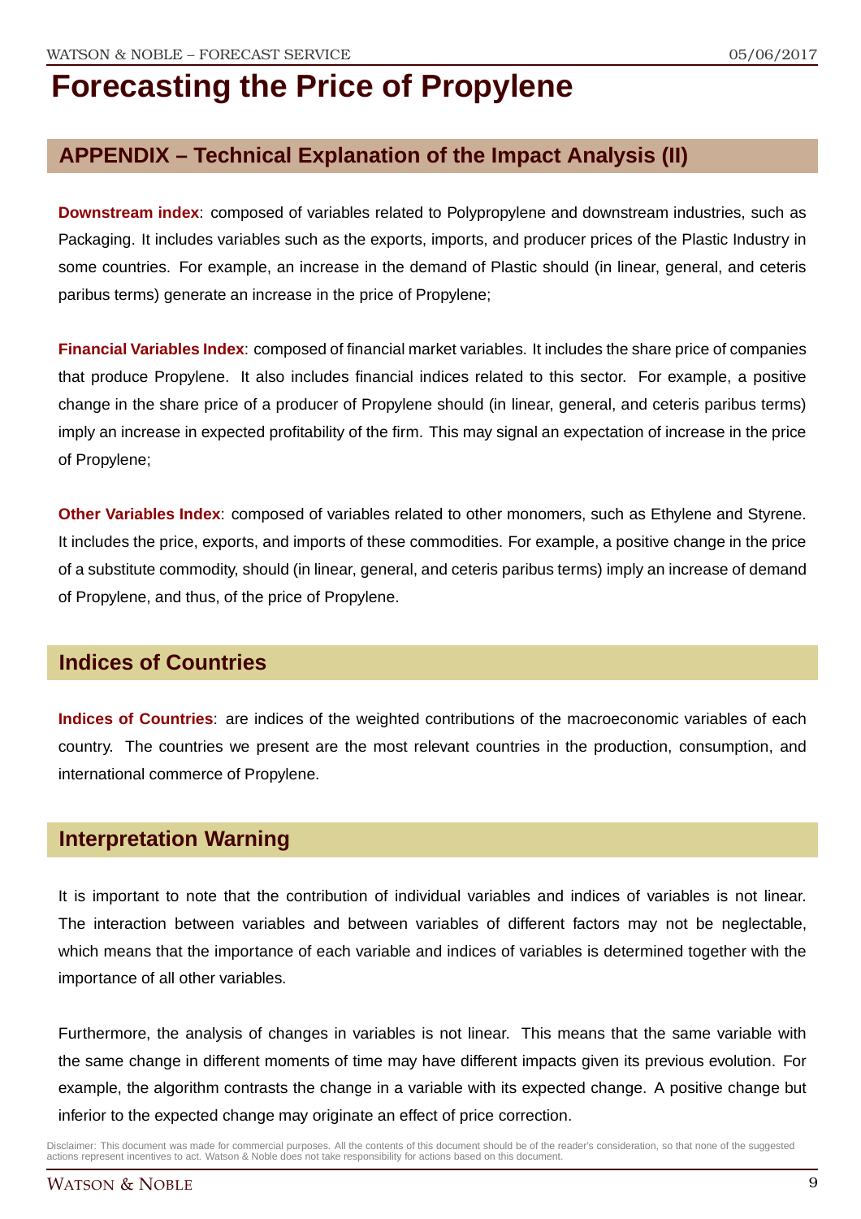# Forecasting the Price of Propylene

## APPENDIX – Technical Explanation of the Impact Analysis (II)

**Downstream index**: composed of variables related to Polypropylene and downstream industries, such as Packaging. It includes variables such as the exports, imports, and producer prices of the Plastic Industry in some countries. For example, an increase in the demand of Plastic should (in linear, general, and ceteris paribus terms) generate an increase in the price of Propylene;

**Financial Variables Index**: composed of financial market variables. It includes the share price of companies that produce Propylene. It also includes financial indices related to this sector. For example, a positive change in the share price of a producer of Propylene should (in linear, general, and ceteris paribus terms) imply an increase in expected profitability of the firm. This may signal an expectation of increase in the price of Propylene;

**Other Variables Index**: composed of variables related to other monomers, such as Ethylene and Styrene. It includes the price, exports, and imports of these commodities. For example, a positive change in the price of a substitute commodity, should (in linear, general, and ceteris paribus terms) imply an increase of demand of Propylene, and thus, of the price of Propylene.

## Indices of Countries

**Indices of Countries**: are indices of the weighted contributions of the macroeconomic variables of each country. The countries we present are the most relevant countries in the production, consumption, and international commerce of Propylene.

## Interpretation Warning

It is important to note that the contribution of individual variables and indices of variables is not linear. The interaction between variables and between variables of different factors may not be neglectable, which means that the importance of each variable and indices of variables is determined together with the importance of all other variables.

Furthermore, the analysis of changes in variables is not linear. This means that the same variable with the same change in different moments of time may have different impacts given its previous evolution. For example, the algorithm contrasts the change in a variable with its expected change. A positive change but inferior to the expected change may originate an effect of price correction.

Disclaimer: This document was made for commercial purposes. All the contents of this document should be of the reader's consideration, so that none of the suggested actions represent incentives to act. Watson & Noble does not take responsibility for actions based on this document.